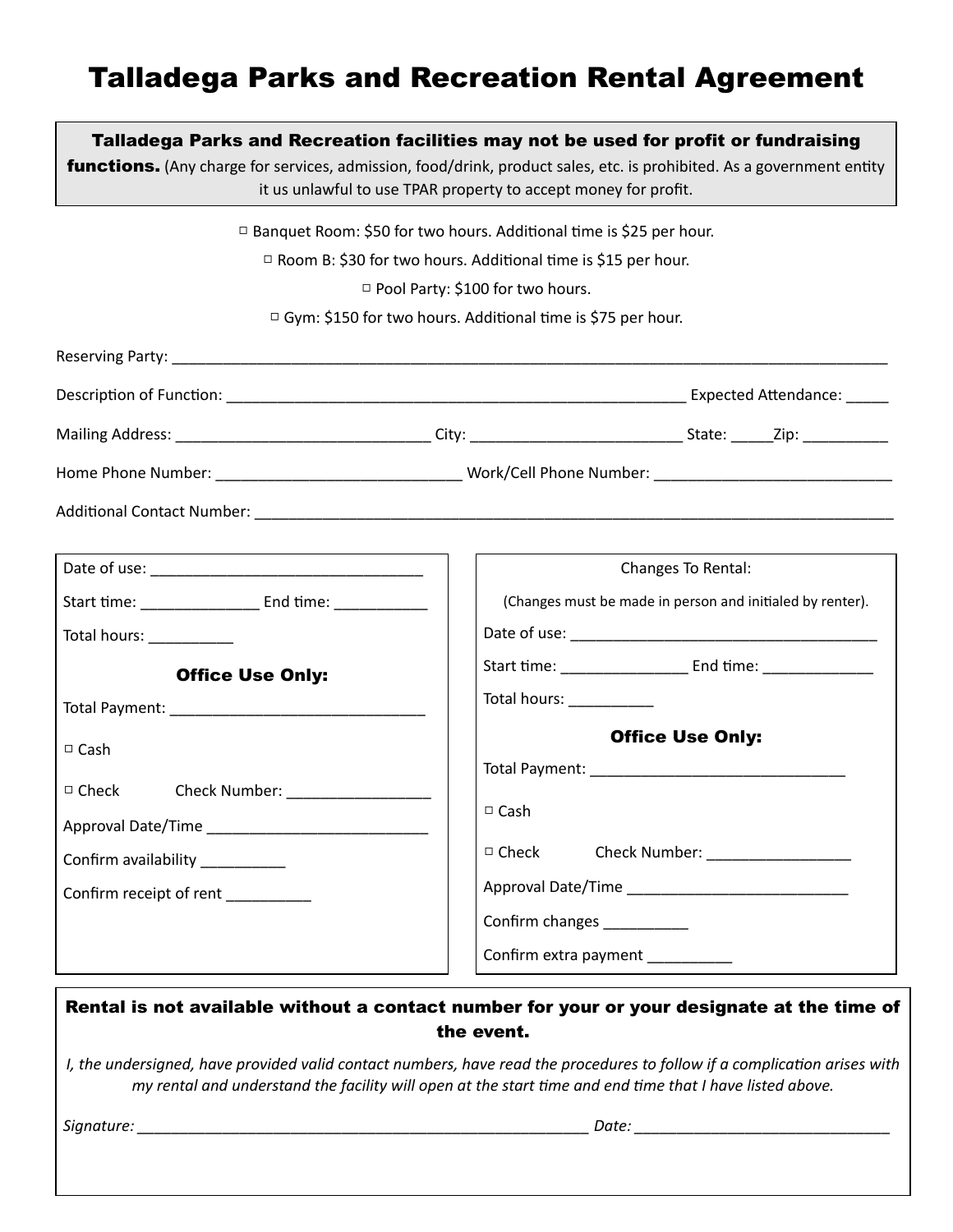# Talladega Parks and Recreation Rental Agreement

**Talladega Parks and Recreation facilities may not be used for profit or fundraising functions.** (Any charge for services, admission, food/drink, product sales, etc. is prohibited. As a government entity it us unlawful to use TPAR property to accept money for profit.

□ Banquet Room: $50 for two hours. Additional time is $25 per hour.

□ Room B: $30 for two hours. Additional time is $15 per hour.

□ Pool Party: $100 for two hours.

□ Gym: $150 for two hours. Additional time is $75 per hour.

Reserving Party: ______________________________________________________________________________

Description of Function: ___________________________________________________ Expected Attendance: _____

Mailing Address: ____________________________ City: _______________________ State: _____Zip: __________

Home Phone Number: ___________________________ Work/Cell Phone Number: ___________________________

Additional Contact Number: ______________________________________________________________________

Date of use: ______________________________

Start time: ______________ End time: ___________

Total hours: __________

### Office Use Only:

Total Payment: ____________________________

□ Cash

□ Check Check Number: ________________

Approval Date/Time _________________________

Confirm availability __________

Confirm receipt of rent __________

Changes To Rental:

(Changes must be made in person and initialed by renter).

Date of use: __________________________________

Start time: _______________ End time: _____________

Total hours: __________

### Office Use Only:

Total Payment: ____________________________

□ Cash

□ Check Check Number: ________________

Approval Date/Time _________________________

Confirm changes __________

Confirm extra payment __________

**Rental is not available without a contact number for your or your designate at the time of the event.**

*I, the undersigned, have provided valid contact numbers, have read the procedures to follow if a complication arises with my rental and understand the facility will open at the start time and end time that I have listed above.*

*Signature:* __________________________________________________ *Date:* ____________________________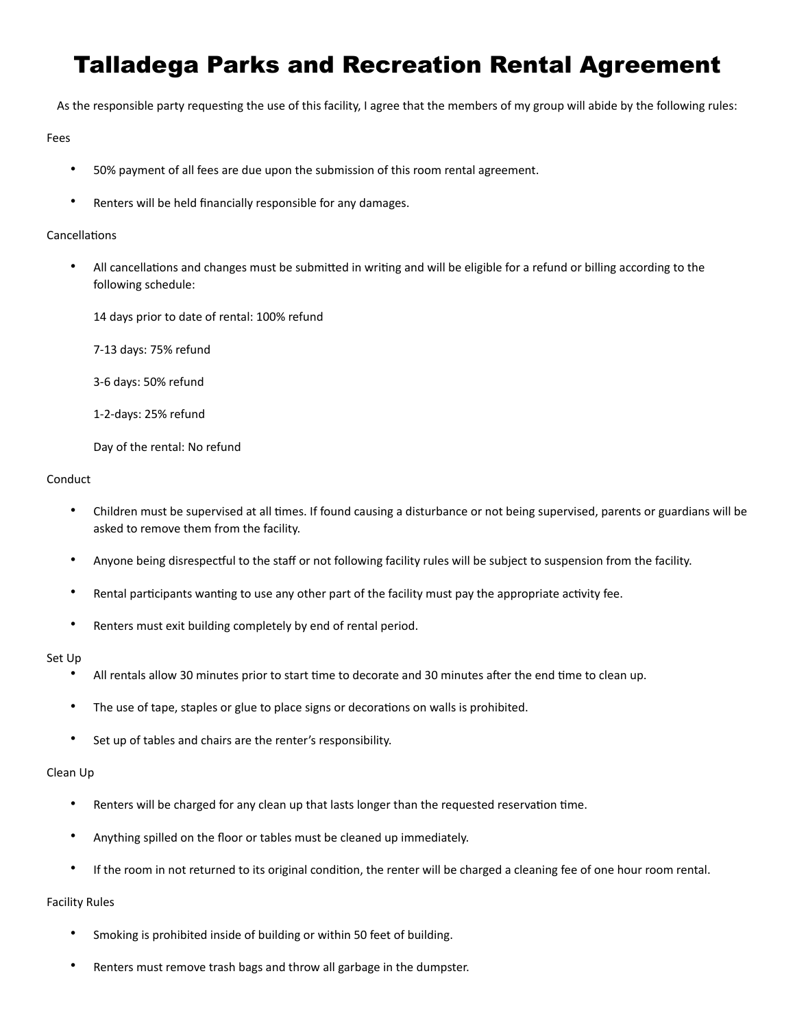# Talladega Parks and Recreation Rental Agreement

As the responsible party requesting the use of this facility, I agree that the members of my group will abide by the following rules:

Fees

- 50% payment of all fees are due upon the submission of this room rental agreement.
- Renters will be held financially responsible for any damages.

Cancellations

- All cancellations and changes must be submitted in writing and will be eligible for a refund or billing according to the following schedule:

  14 days prior to date of rental: 100% refund

  7-13 days: 75% refund

  3-6 days: 50% refund

  1-2-days: 25% refund

  Day of the rental: No refund

Conduct

- Children must be supervised at all times. If found causing a disturbance or not being supervised, parents or guardians will be asked to remove them from the facility.
- Anyone being disrespectful to the staff or not following facility rules will be subject to suspension from the facility.
- Rental participants wanting to use any other part of the facility must pay the appropriate activity fee.
- Renters must exit building completely by end of rental period.

Set Up

- All rentals allow 30 minutes prior to start time to decorate and 30 minutes after the end time to clean up.
- The use of tape, staples or glue to place signs or decorations on walls is prohibited.
- Set up of tables and chairs are the renter's responsibility.

Clean Up

- Renters will be charged for any clean up that lasts longer than the requested reservation time.
- Anything spilled on the floor or tables must be cleaned up immediately.
- If the room in not returned to its original condition, the renter will be charged a cleaning fee of one hour room rental.

Facility Rules

- Smoking is prohibited inside of building or within 50 feet of building.
- Renters must remove trash bags and throw all garbage in the dumpster.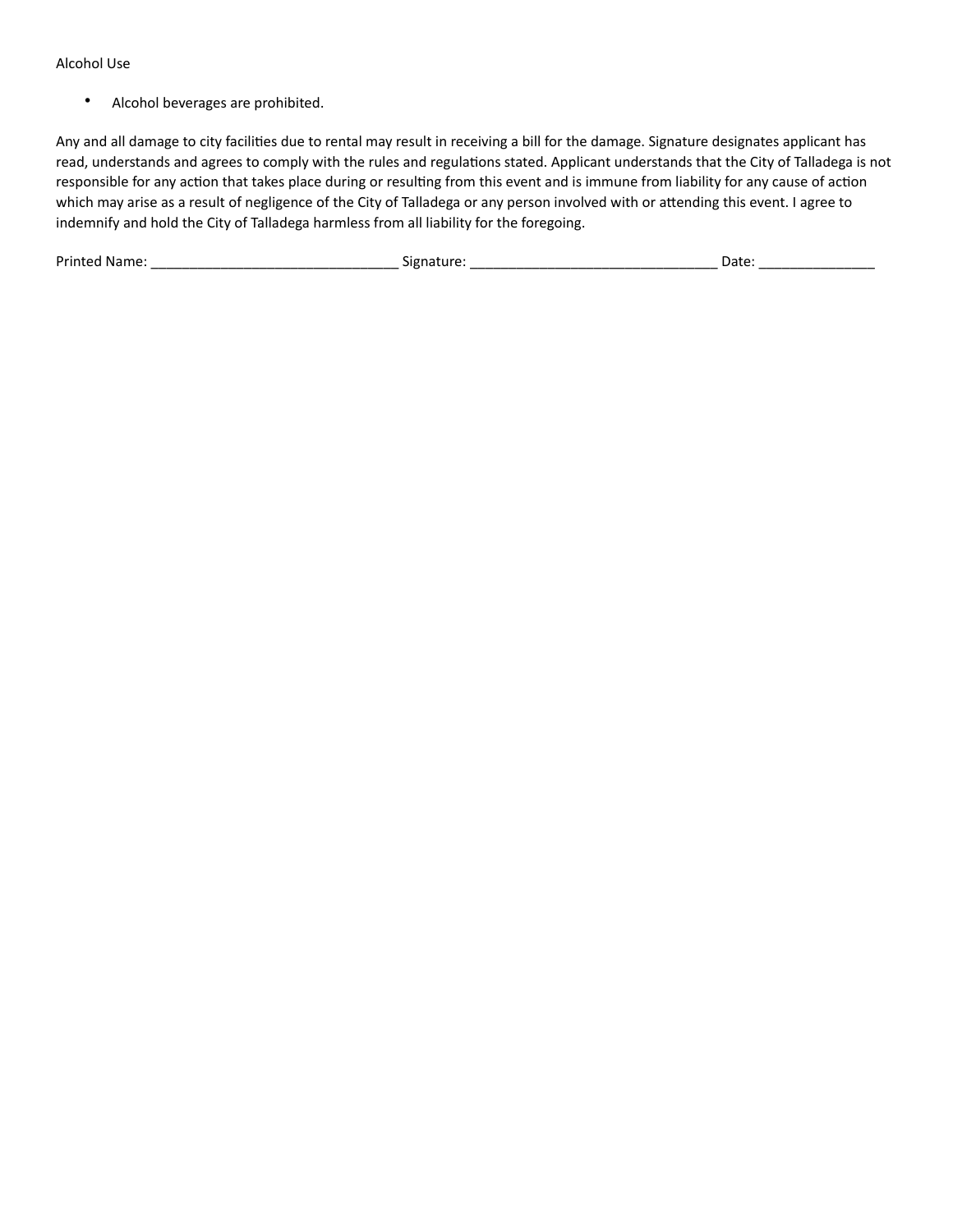Alcohol Use

- Alcohol beverages are prohibited.

Any and all damage to city facilities due to rental may result in receiving a bill for the damage. Signature designates applicant has read, understands and agrees to comply with the rules and regulations stated. Applicant understands that the City of Talladega is not responsible for any action that takes place during or resulting from this event and is immune from liability for any cause of action which may arise as a result of negligence of the City of Talladega or any person involved with or attending this event. I agree to indemnify and hold the City of Talladega harmless from all liability for the foregoing.

Printed Name: ________________________________ Signature: ________________________________ Date: _______________